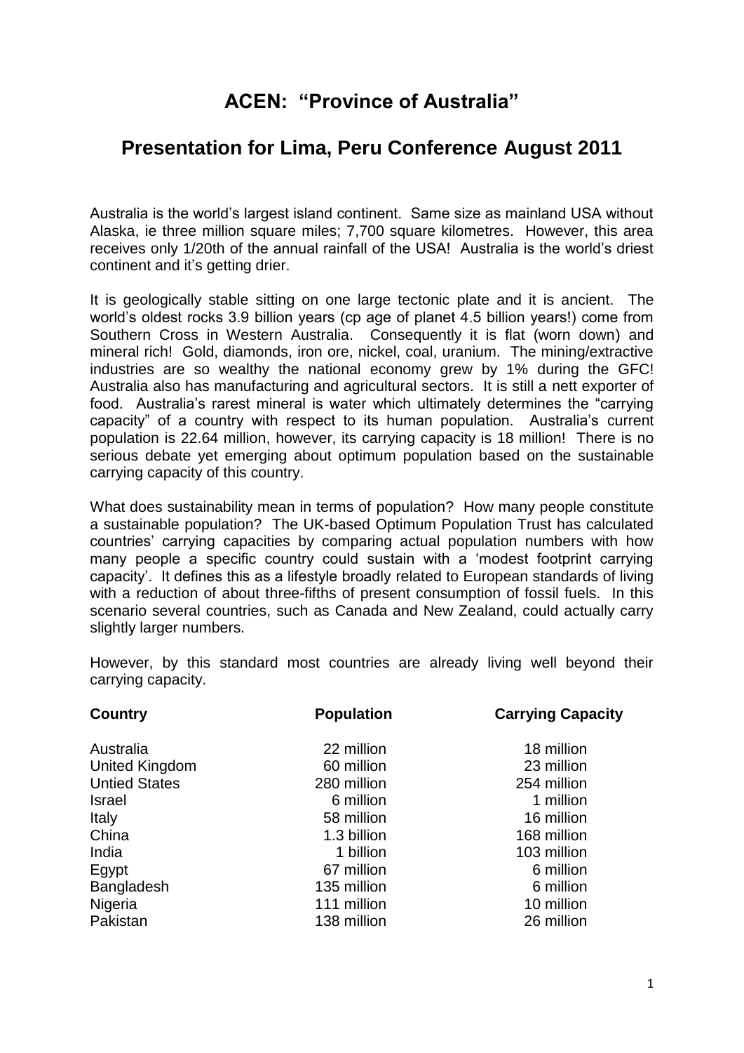# ACEN: "Province of Australia"

## Presentation for Lima, Peru Conference August 2011

Australia is the world's largest island continent. Same size as mainland USA without Alaska, ie three million square miles; 7,700 square kilometres. However, this area receives only 1/20th of the annual rainfall of the USA! Australia is the world's driest continent and it's getting drier.

It is geologically stable sitting on one large tectonic plate and it is ancient. The world's oldest rocks 3.9 billion years (cp age of planet 4.5 billion years!) come from Southern Cross in Western Australia. Consequently it is flat (worn down) and mineral rich! Gold, diamonds, iron ore, nickel, coal, uranium. The mining/extractive industries are so wealthy the national economy grew by 1% during the GFC! Australia also has manufacturing and agricultural sectors. It is still a nett exporter of food. Australia's rarest mineral is water which ultimately determines the "carrying capacity" of a country with respect to its human population. Australia's current population is 22.64 million, however, its carrying capacity is 18 million! There is no serious debate yet emerging about optimum population based on the sustainable carrying capacity of this country.

What does sustainability mean in terms of population? How many people constitute a sustainable population? The UK-based Optimum Population Trust has calculated countries' carrying capacities by comparing actual population numbers with how many people a specific country could sustain with a 'modest footprint carrying capacity'. It defines this as a lifestyle broadly related to European standards of living with a reduction of about three-fifths of present consumption of fossil fuels. In this scenario several countries, such as Canada and New Zealand, could actually carry slightly larger numbers.

However, by this standard most countries are already living well beyond their carrying capacity.

| Country | Population | Carrying Capacity |
|---|---|---|
| Australia | 22 million | 18 million |
| United Kingdom | 60 million | 23 million |
| Untied States | 280 million | 254 million |
| Israel | 6 million | 1 million |
| Italy | 58 million | 16 million |
| China | 1.3 billion | 168 million |
| India | 1 billion | 103 million |
| Egypt | 67 million | 6 million |
| Bangladesh | 135 million | 6 million |
| Nigeria | 111 million | 10 million |
| Pakistan | 138 million | 26 million |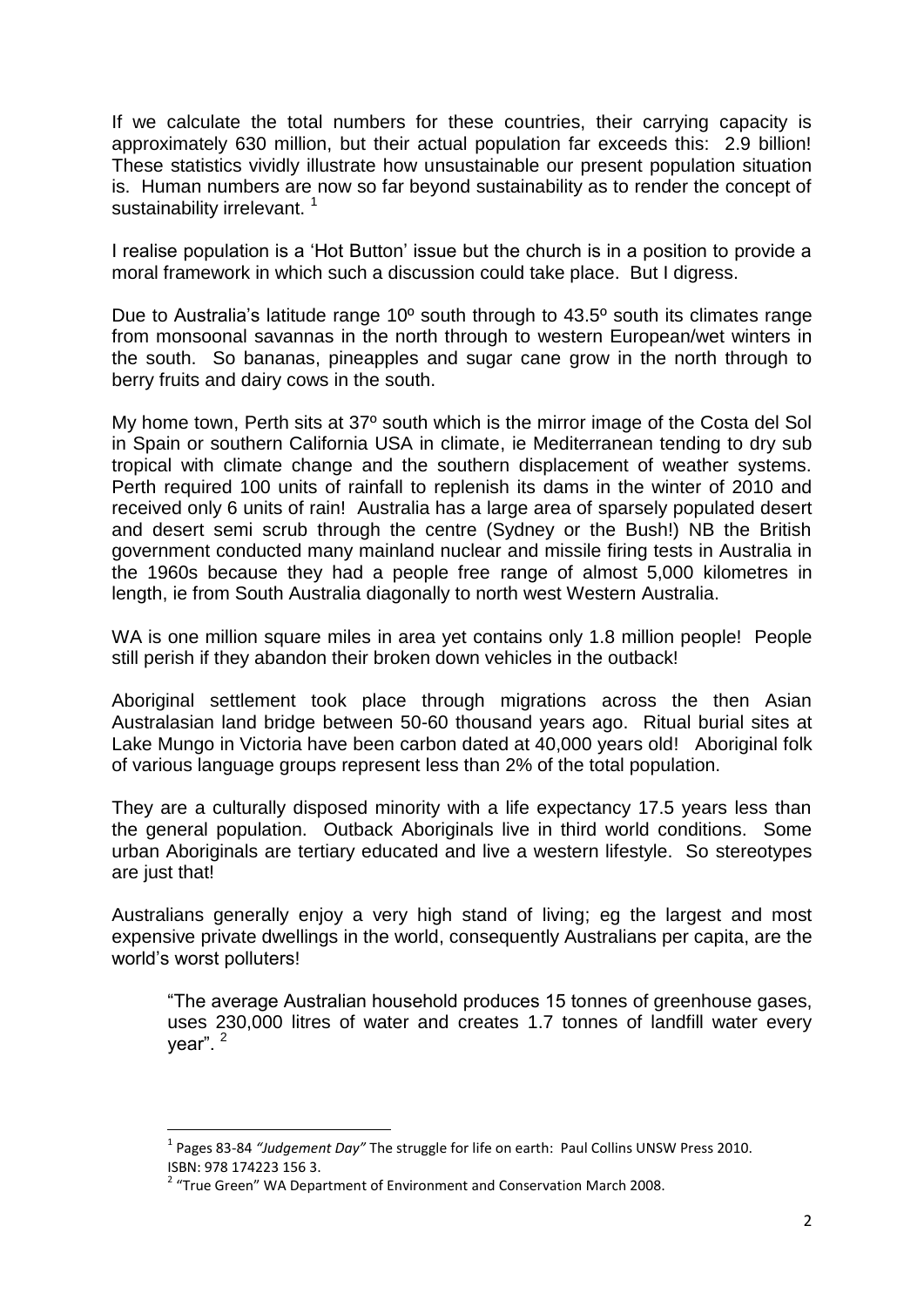If we calculate the total numbers for these countries, their carrying capacity is approximately 630 million, but their actual population far exceeds this: 2.9 billion! These statistics vividly illustrate how unsustainable our present population situation is. Human numbers are now so far beyond sustainability as to render the concept of sustainability irrelevant. [1]

I realise population is a 'Hot Button' issue but the church is in a position to provide a moral framework in which such a discussion could take place. But I digress.

Due to Australia's latitude range 10º south through to 43.5º south its climates range from monsoonal savannas in the north through to western European/wet winters in the south. So bananas, pineapples and sugar cane grow in the north through to berry fruits and dairy cows in the south.

My home town, Perth sits at 37º south which is the mirror image of the Costa del Sol in Spain or southern California USA in climate, ie Mediterranean tending to dry sub tropical with climate change and the southern displacement of weather systems. Perth required 100 units of rainfall to replenish its dams in the winter of 2010 and received only 6 units of rain! Australia has a large area of sparsely populated desert and desert semi scrub through the centre (Sydney or the Bush!) NB the British government conducted many mainland nuclear and missile firing tests in Australia in the 1960s because they had a people free range of almost 5,000 kilometres in length, ie from South Australia diagonally to north west Western Australia.

WA is one million square miles in area yet contains only 1.8 million people! People still perish if they abandon their broken down vehicles in the outback!

Aboriginal settlement took place through migrations across the then Asian Australasian land bridge between 50-60 thousand years ago. Ritual burial sites at Lake Mungo in Victoria have been carbon dated at 40,000 years old! Aboriginal folk of various language groups represent less than 2% of the total population.

They are a culturally disposed minority with a life expectancy 17.5 years less than the general population. Outback Aboriginals live in third world conditions. Some urban Aboriginals are tertiary educated and live a western lifestyle. So stereotypes are just that!

Australians generally enjoy a very high stand of living; eg the largest and most expensive private dwellings in the world, consequently Australians per capita, are the world's worst polluters!

> "The average Australian household produces 15 tonnes of greenhouse gases, uses 230,000 litres of water and creates 1.7 tonnes of landfill water every year". [2]

---

[1] Pages 83-84 *"Judgement Day"* The struggle for life on earth: Paul Collins UNSW Press 2010. ISBN: 978 174223 156 3.

[2] "True Green" WA Department of Environment and Conservation March 2008.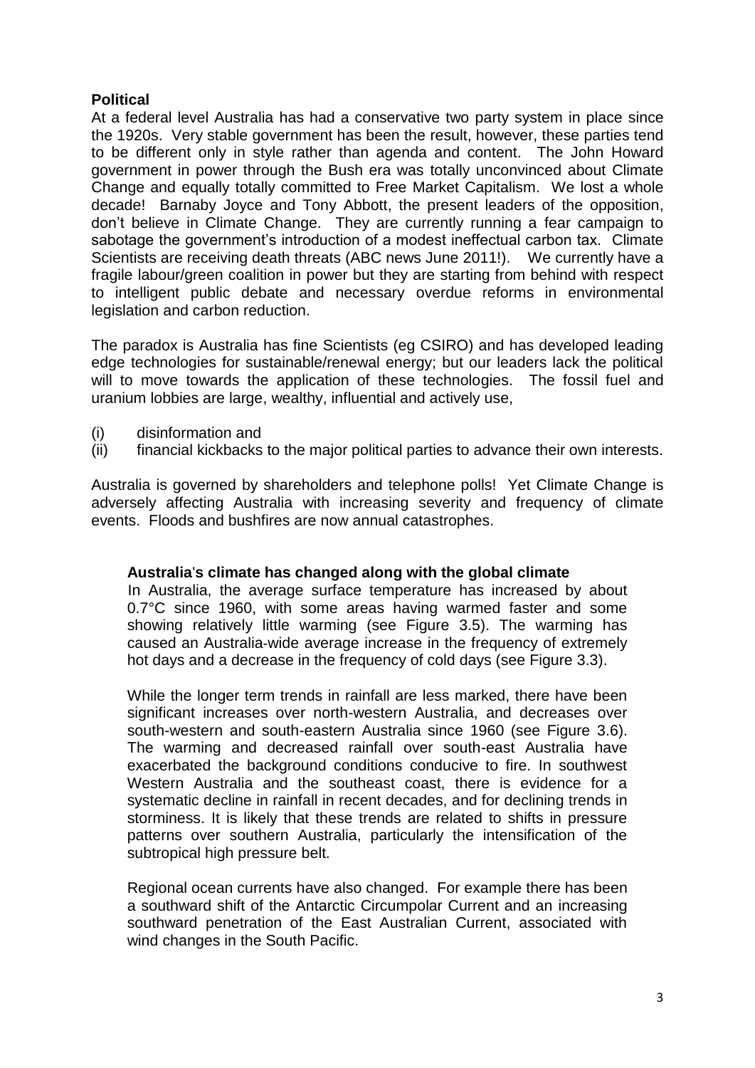**Political**

At a federal level Australia has had a conservative two party system in place since the 1920s. Very stable government has been the result, however, these parties tend to be different only in style rather than agenda and content. The John Howard government in power through the Bush era was totally unconvinced about Climate Change and equally totally committed to Free Market Capitalism. We lost a whole decade! Barnaby Joyce and Tony Abbott, the present leaders of the opposition, don't believe in Climate Change. They are currently running a fear campaign to sabotage the government's introduction of a modest ineffectual carbon tax. Climate Scientists are receiving death threats (ABC news June 2011!). We currently have a fragile labour/green coalition in power but they are starting from behind with respect to intelligent public debate and necessary overdue reforms in environmental legislation and carbon reduction.

The paradox is Australia has fine Scientists (eg CSIRO) and has developed leading edge technologies for sustainable/renewal energy; but our leaders lack the political will to move towards the application of these technologies. The fossil fuel and uranium lobbies are large, wealthy, influential and actively use,

(i) disinformation and
(ii) financial kickbacks to the major political parties to advance their own interests.

Australia is governed by shareholders and telephone polls! Yet Climate Change is adversely affecting Australia with increasing severity and frequency of climate events. Floods and bushfires are now annual catastrophes.

**Australia's climate has changed along with the global climate**

In Australia, the average surface temperature has increased by about 0.7°C since 1960, with some areas having warmed faster and some showing relatively little warming (see Figure 3.5). The warming has caused an Australia-wide average increase in the frequency of extremely hot days and a decrease in the frequency of cold days (see Figure 3.3).

While the longer term trends in rainfall are less marked, there have been significant increases over north-western Australia, and decreases over south-western and south-eastern Australia since 1960 (see Figure 3.6). The warming and decreased rainfall over south-east Australia have exacerbated the background conditions conducive to fire. In southwest Western Australia and the southeast coast, there is evidence for a systematic decline in rainfall in recent decades, and for declining trends in storminess. It is likely that these trends are related to shifts in pressure patterns over southern Australia, particularly the intensification of the subtropical high pressure belt.

Regional ocean currents have also changed. For example there has been a southward shift of the Antarctic Circumpolar Current and an increasing southward penetration of the East Australian Current, associated with wind changes in the South Pacific.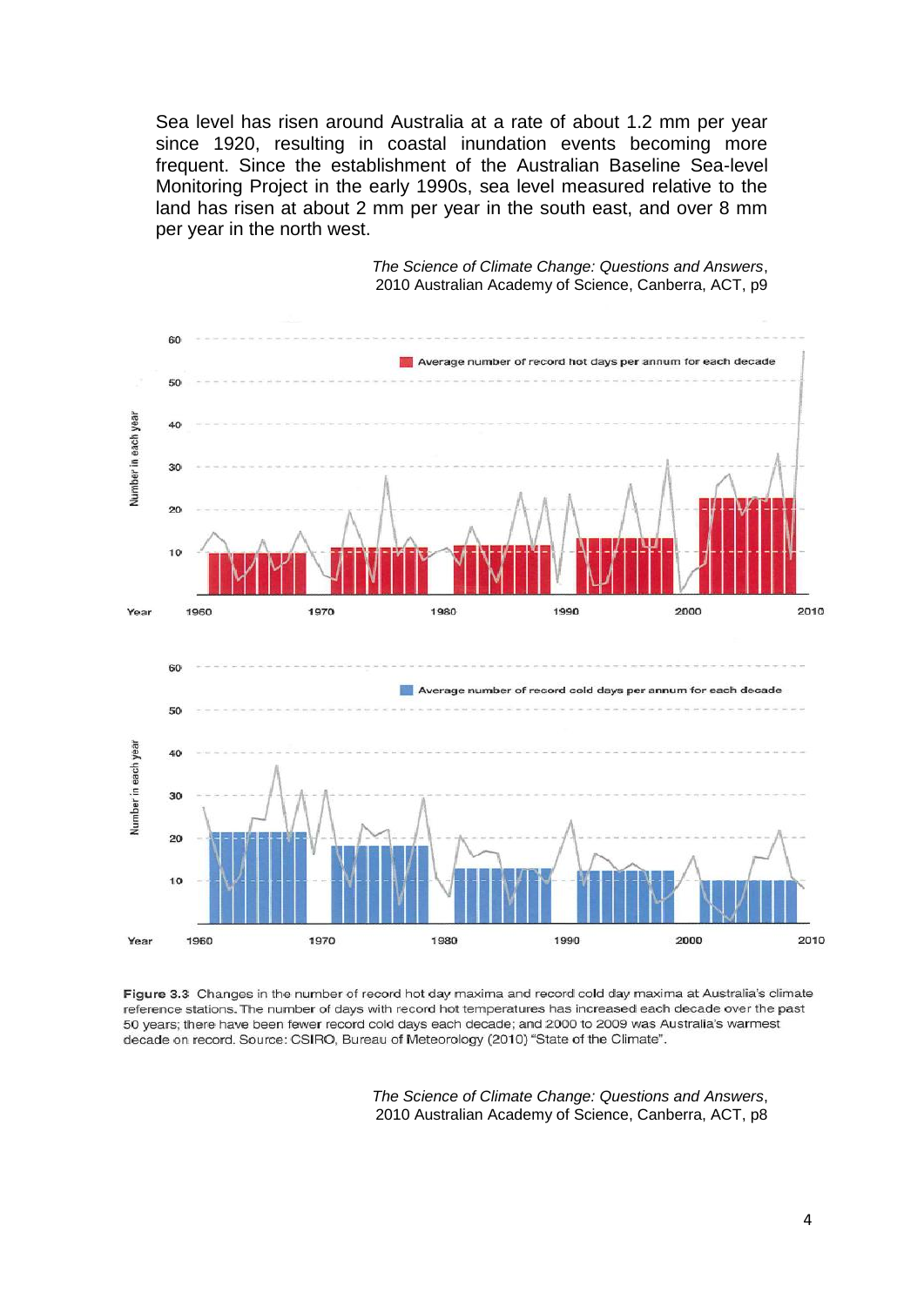Sea level has risen around Australia at a rate of about 1.2 mm per year since 1920, resulting in coastal inundation events becoming more frequent. Since the establishment of the Australian Baseline Sea-level Monitoring Project in the early 1990s, sea level measured relative to the land has risen at about 2 mm per year in the south east, and over 8 mm per year in the north west.

*The Science of Climate Change: Questions and Answers*, 2010 Australian Academy of Science, Canberra, ACT, p9

**Figure 3.3** Changes in the number of record hot day maxima and record cold day maxima at Australia's climate reference stations. The number of days with record hot temperatures has increased each decade over the past 50 years; there have been fewer record cold days each decade; and 2000 to 2009 was Australia's warmest decade on record. Source: CSIRO, Bureau of Meteorology (2010) "State of the Climate".

*The Science of Climate Change: Questions and Answers*, 2010 Australian Academy of Science, Canberra, ACT, p8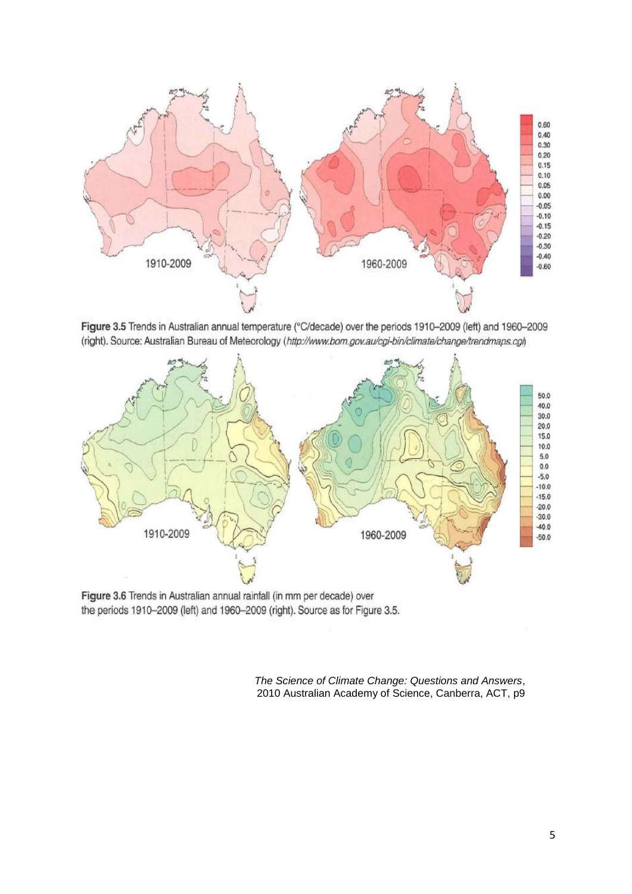Figure 3.5 Trends in Australian annual temperature (°C/decade) over the periods 1910–2009 (left) and 1960–2009 (right). Source: Australian Bureau of Meteorology (*http://www.bom.gov.au/cgi-bin/climate/change/trendmaps.cgi*)

Figure 3.6 Trends in Australian annual rainfall (in mm per decade) over the periods 1910–2009 (left) and 1960–2009 (right). Source as for Figure 3.5.

*The Science of Climate Change: Questions and Answers*, 2010 Australian Academy of Science, Canberra, ACT, p9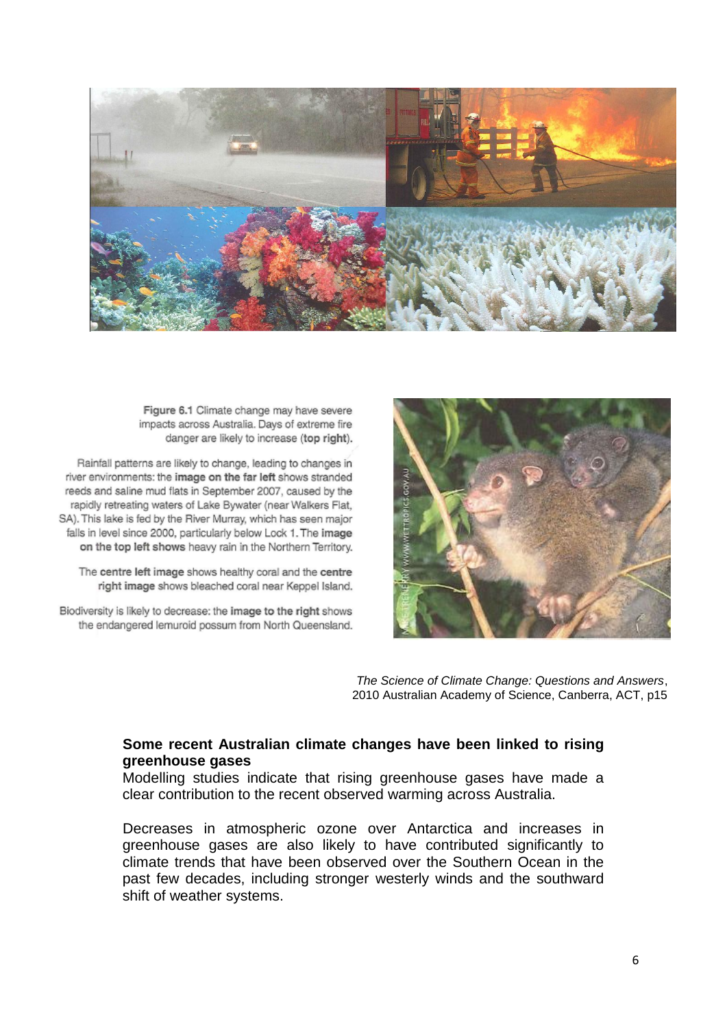Figure 6.1 Climate change may have severe impacts across Australia. Days of extreme fire danger are likely to increase (**top right**).

Rainfall patterns are likely to change, leading to changes in river environments: the **image on the far left** shows stranded reeds and saline mud flats in September 2007, caused by the rapidly retreating waters of Lake Bywater (near Walkers Flat, SA). This lake is fed by the River Murray, which has seen major falls in level since 2000, particularly below Lock 1. The **image on the top left shows** heavy rain in the Northern Territory.

The **centre left image** shows healthy coral and the **centre right image** shows bleached coral near Keppel Island.

Biodiversity is likely to decrease: the **image to the right** shows the endangered lemuroid possum from North Queensland.

*The Science of Climate Change: Questions and Answers*, 2010 Australian Academy of Science, Canberra, ACT, p15

**Some recent Australian climate changes have been linked to rising greenhouse gases**

Modelling studies indicate that rising greenhouse gases have made a clear contribution to the recent observed warming across Australia.

Decreases in atmospheric ozone over Antarctica and increases in greenhouse gases are also likely to have contributed significantly to climate trends that have been observed over the Southern Ocean in the past few decades, including stronger westerly winds and the southward shift of weather systems.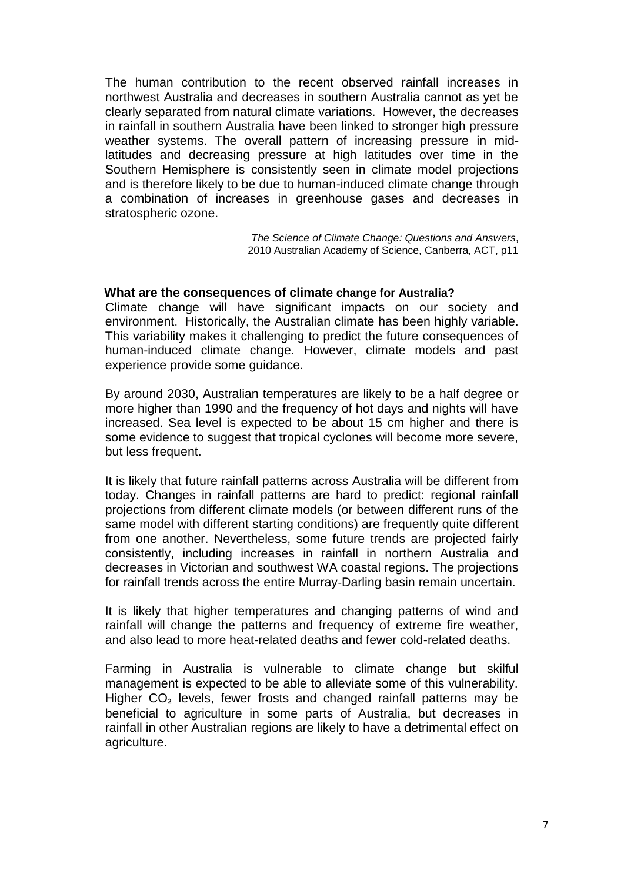The human contribution to the recent observed rainfall increases in northwest Australia and decreases in southern Australia cannot as yet be clearly separated from natural climate variations. However, the decreases in rainfall in southern Australia have been linked to stronger high pressure weather systems. The overall pattern of increasing pressure in mid-latitudes and decreasing pressure at high latitudes over time in the Southern Hemisphere is consistently seen in climate model projections and is therefore likely to be due to human-induced climate change through a combination of increases in greenhouse gases and decreases in stratospheric ozone.

*The Science of Climate Change: Questions and Answers*, 2010 Australian Academy of Science, Canberra, ACT, p11

**What are the consequences of climate change for Australia?**

Climate change will have significant impacts on our society and environment. Historically, the Australian climate has been highly variable. This variability makes it challenging to predict the future consequences of human-induced climate change. However, climate models and past experience provide some guidance.

By around 2030, Australian temperatures are likely to be a half degree or more higher than 1990 and the frequency of hot days and nights will have increased. Sea level is expected to be about 15 cm higher and there is some evidence to suggest that tropical cyclones will become more severe, but less frequent.

It is likely that future rainfall patterns across Australia will be different from today. Changes in rainfall patterns are hard to predict: regional rainfall projections from different climate models (or between different runs of the same model with different starting conditions) are frequently quite different from one another. Nevertheless, some future trends are projected fairly consistently, including increases in rainfall in northern Australia and decreases in Victorian and southwest WA coastal regions. The projections for rainfall trends across the entire Murray-Darling basin remain uncertain.

It is likely that higher temperatures and changing patterns of wind and rainfall will change the patterns and frequency of extreme fire weather, and also lead to more heat-related deaths and fewer cold-related deaths.

Farming in Australia is vulnerable to climate change but skilful management is expected to be able to alleviate some of this vulnerability. Higher $CO_2$ levels, fewer frosts and changed rainfall patterns may be beneficial to agriculture in some parts of Australia, but decreases in rainfall in other Australian regions are likely to have a detrimental effect on agriculture.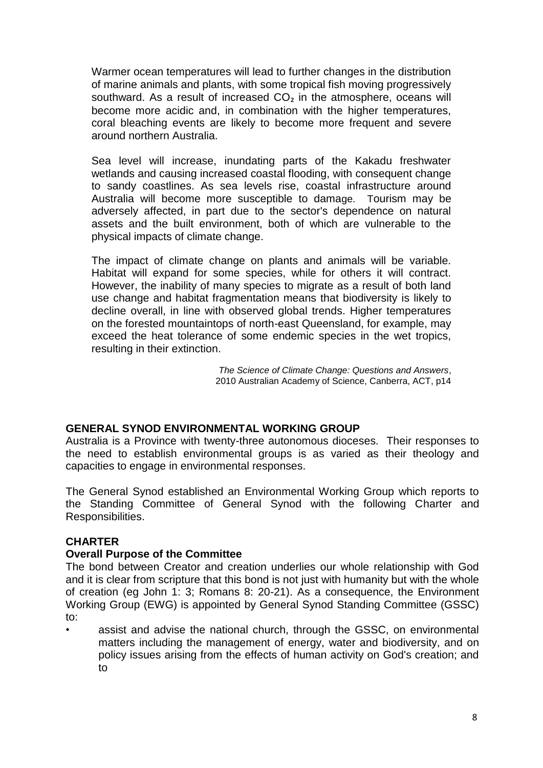Warmer ocean temperatures will lead to further changes in the distribution of marine animals and plants, with some tropical fish moving progressively southward. As a result of increased $CO_2$ in the atmosphere, oceans will become more acidic and, in combination with the higher temperatures, coral bleaching events are likely to become more frequent and severe around northern Australia.

Sea level will increase, inundating parts of the Kakadu freshwater wetlands and causing increased coastal flooding, with consequent change to sandy coastlines. As sea levels rise, coastal infrastructure around Australia will become more susceptible to damage. Tourism may be adversely affected, in part due to the sector's dependence on natural assets and the built environment, both of which are vulnerable to the physical impacts of climate change.

The impact of climate change on plants and animals will be variable. Habitat will expand for some species, while for others it will contract. However, the inability of many species to migrate as a result of both land use change and habitat fragmentation means that biodiversity is likely to decline overall, in line with observed global trends. Higher temperatures on the forested mountaintops of north-east Queensland, for example, may exceed the heat tolerance of some endemic species in the wet tropics, resulting in their extinction.

*The Science of Climate Change: Questions and Answers*, 2010 Australian Academy of Science, Canberra, ACT, p14

## GENERAL SYNOD ENVIRONMENTAL WORKING GROUP

Australia is a Province with twenty-three autonomous dioceses. Their responses to the need to establish environmental groups is as varied as their theology and capacities to engage in environmental responses.

The General Synod established an Environmental Working Group which reports to the Standing Committee of General Synod with the following Charter and Responsibilities.

### CHARTER

#### Overall Purpose of the Committee

The bond between Creator and creation underlies our whole relationship with God and it is clear from scripture that this bond is not just with humanity but with the whole of creation (eg John 1: 3; Romans 8: 20-21). As a consequence, the Environment Working Group (EWG) is appointed by General Synod Standing Committee (GSSC) to:

- assist and advise the national church, through the GSSC, on environmental matters including the management of energy, water and biodiversity, and on policy issues arising from the effects of human activity on God's creation; and to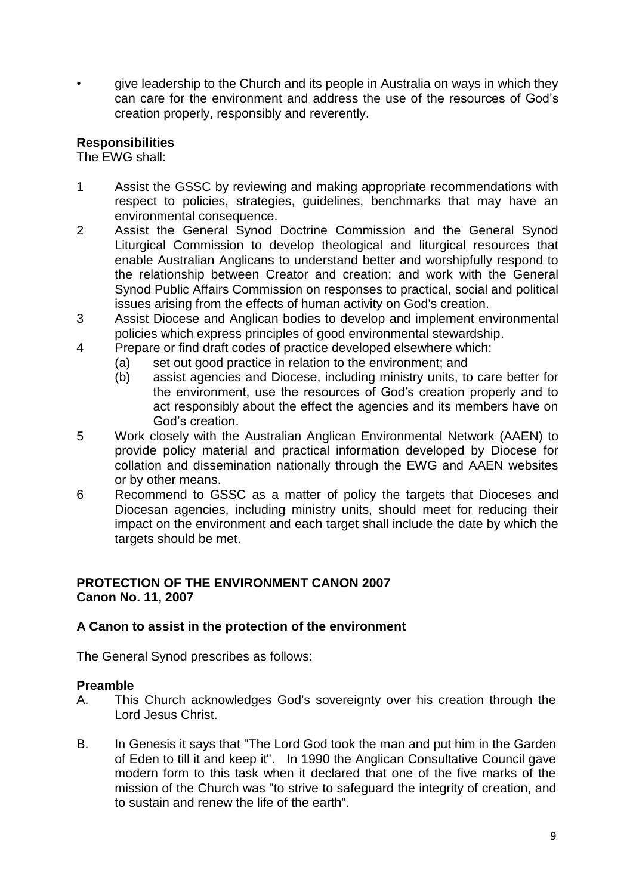- give leadership to the Church and its people in Australia on ways in which they can care for the environment and address the use of the resources of God's creation properly, responsibly and reverently.

**Responsibilities**

The EWG shall:

1. Assist the GSSC by reviewing and making appropriate recommendations with respect to policies, strategies, guidelines, benchmarks that may have an environmental consequence.
2. Assist the General Synod Doctrine Commission and the General Synod Liturgical Commission to develop theological and liturgical resources that enable Australian Anglicans to understand better and worshipfully respond to the relationship between Creator and creation; and work with the General Synod Public Affairs Commission on responses to practical, social and political issues arising from the effects of human activity on God's creation.
3. Assist Diocese and Anglican bodies to develop and implement environmental policies which express principles of good environmental stewardship.
4. Prepare or find draft codes of practice developed elsewhere which:
   - (a) set out good practice in relation to the environment; and
   - (b) assist agencies and Diocese, including ministry units, to care better for the environment, use the resources of God's creation properly and to act responsibly about the effect the agencies and its members have on God's creation.
5. Work closely with the Australian Anglican Environmental Network (AAEN) to provide policy material and practical information developed by Diocese for collation and dissemination nationally through the EWG and AAEN websites or by other means.
6. Recommend to GSSC as a matter of policy the targets that Dioceses and Diocesan agencies, including ministry units, should meet for reducing their impact on the environment and each target shall include the date by which the targets should be met.

**PROTECTION OF THE ENVIRONMENT CANON 2007**
**Canon No. 11, 2007**

**A Canon to assist in the protection of the environment**

The General Synod prescribes as follows:

**Preamble**

A. This Church acknowledges God's sovereignty over his creation through the Lord Jesus Christ.

B. In Genesis it says that "The Lord God took the man and put him in the Garden of Eden to till it and keep it". In 1990 the Anglican Consultative Council gave modern form to this task when it declared that one of the five marks of the mission of the Church was "to strive to safeguard the integrity of creation, and to sustain and renew the life of the earth".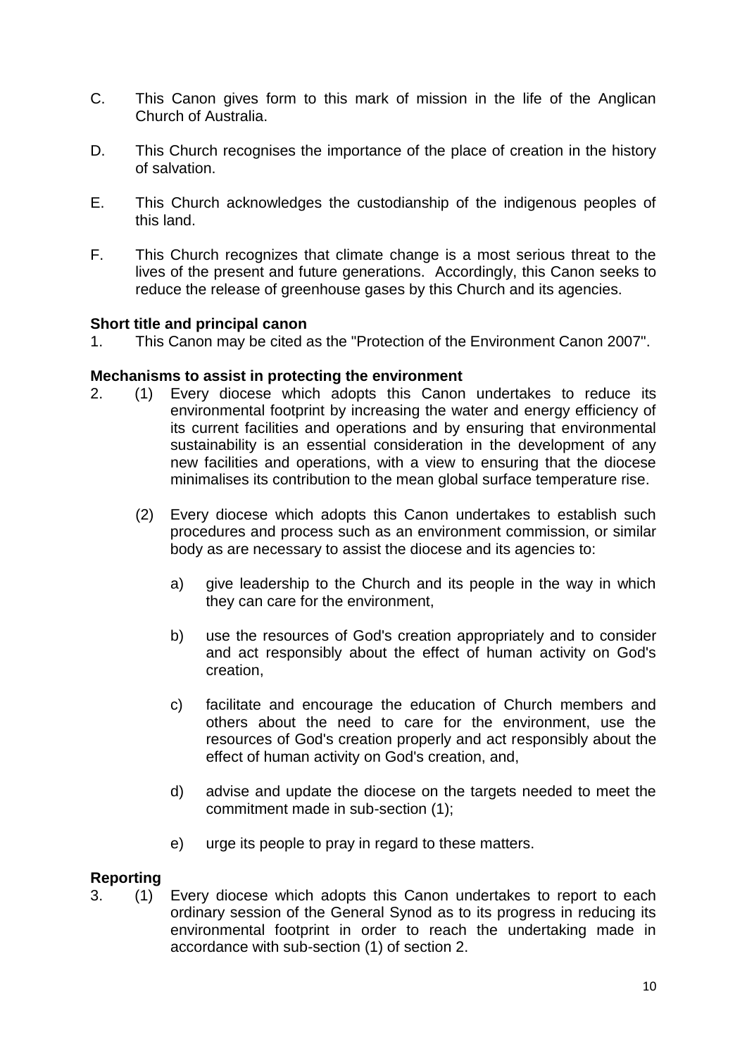C. This Canon gives form to this mark of mission in the life of the Anglican Church of Australia.

D. This Church recognises the importance of the place of creation in the history of salvation.

E. This Church acknowledges the custodianship of the indigenous peoples of this land.

F. This Church recognizes that climate change is a most serious threat to the lives of the present and future generations. Accordingly, this Canon seeks to reduce the release of greenhouse gases by this Church and its agencies.

**Short title and principal canon**

1. This Canon may be cited as the "Protection of the Environment Canon 2007".

**Mechanisms to assist in protecting the environment**

2. (1) Every diocese which adopts this Canon undertakes to reduce its environmental footprint by increasing the water and energy efficiency of its current facilities and operations and by ensuring that environmental sustainability is an essential consideration in the development of any new facilities and operations, with a view to ensuring that the diocese minimalises its contribution to the mean global surface temperature rise.

   (2) Every diocese which adopts this Canon undertakes to establish such procedures and process such as an environment commission, or similar body as are necessary to assist the diocese and its agencies to:

   a) give leadership to the Church and its people in the way in which they can care for the environment,

   b) use the resources of God's creation appropriately and to consider and act responsibly about the effect of human activity on God's creation,

   c) facilitate and encourage the education of Church members and others about the need to care for the environment, use the resources of God's creation properly and act responsibly about the effect of human activity on God's creation, and,

   d) advise and update the diocese on the targets needed to meet the commitment made in sub-section (1);

   e) urge its people to pray in regard to these matters.

**Reporting**

3. (1) Every diocese which adopts this Canon undertakes to report to each ordinary session of the General Synod as to its progress in reducing its environmental footprint in order to reach the undertaking made in accordance with sub-section (1) of section 2.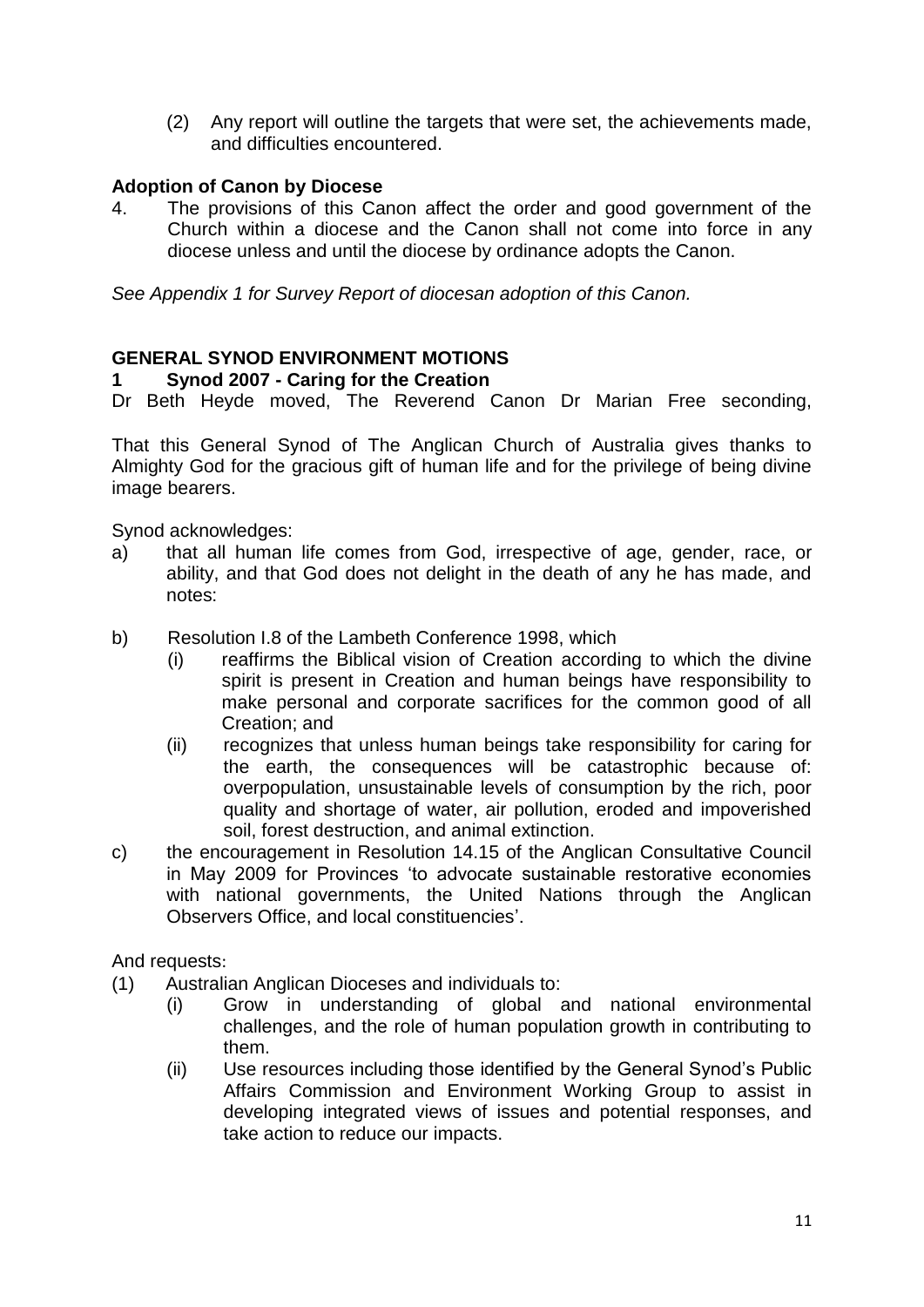(2) Any report will outline the targets that were set, the achievements made, and difficulties encountered.

**Adoption of Canon by Diocese**

4. The provisions of this Canon affect the order and good government of the Church within a diocese and the Canon shall not come into force in any diocese unless and until the diocese by ordinance adopts the Canon.

*See Appendix 1 for Survey Report of diocesan adoption of this Canon.*

## GENERAL SYNOD ENVIRONMENT MOTIONS

### 1 Synod 2007 - Caring for the Creation

Dr Beth Heyde moved, The Reverend Canon Dr Marian Free seconding,

That this General Synod of The Anglican Church of Australia gives thanks to Almighty God for the gracious gift of human life and for the privilege of being divine image bearers.

Synod acknowledges:

a) that all human life comes from God, irrespective of age, gender, race, or ability, and that God does not delight in the death of any he has made, and notes:

b) Resolution I.8 of the Lambeth Conference 1998, which
   (i) reaffirms the Biblical vision of Creation according to which the divine spirit is present in Creation and human beings have responsibility to make personal and corporate sacrifices for the common good of all Creation; and
   (ii) recognizes that unless human beings take responsibility for caring for the earth, the consequences will be catastrophic because of: overpopulation, unsustainable levels of consumption by the rich, poor quality and shortage of water, air pollution, eroded and impoverished soil, forest destruction, and animal extinction.

c) the encouragement in Resolution 14.15 of the Anglican Consultative Council in May 2009 for Provinces 'to advocate sustainable restorative economies with national governments, the United Nations through the Anglican Observers Office, and local constituencies'.

And requests:

(1) Australian Anglican Dioceses and individuals to:
   (i) Grow in understanding of global and national environmental challenges, and the role of human population growth in contributing to them.
   (ii) Use resources including those identified by the General Synod's Public Affairs Commission and Environment Working Group to assist in developing integrated views of issues and potential responses, and take action to reduce our impacts.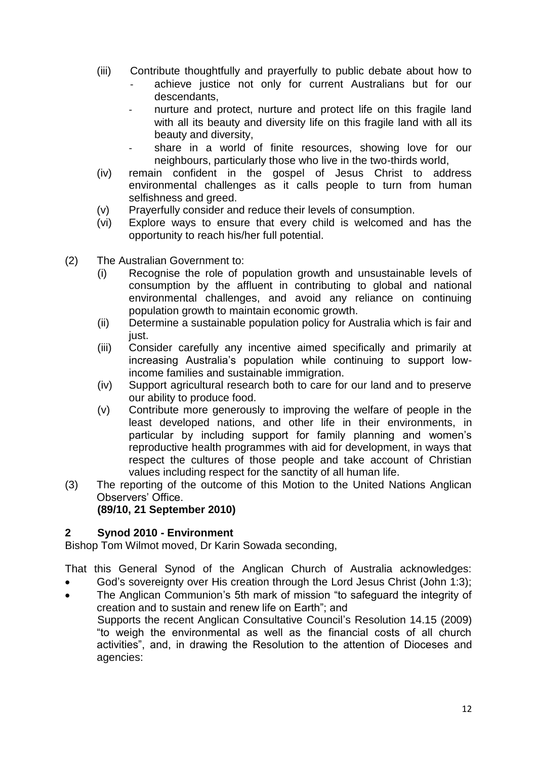- (iii) Contribute thoughtfully and prayerfully to public debate about how to
  - achieve justice not only for current Australians but for our descendants,
  - nurture and protect, nurture and protect life on this fragile land with all its beauty and diversity life on this fragile land with all its beauty and diversity,
  - share in a world of finite resources, showing love for our neighbours, particularly those who live in the two-thirds world,
- (iv) remain confident in the gospel of Jesus Christ to address environmental challenges as it calls people to turn from human selfishness and greed.
- (v) Prayerfully consider and reduce their levels of consumption.
- (vi) Explore ways to ensure that every child is welcomed and has the opportunity to reach his/her full potential.

(2) The Australian Government to:

- (i) Recognise the role of population growth and unsustainable levels of consumption by the affluent in contributing to global and national environmental challenges, and avoid any reliance on continuing population growth to maintain economic growth.
- (ii) Determine a sustainable population policy for Australia which is fair and just.
- (iii) Consider carefully any incentive aimed specifically and primarily at increasing Australia's population while continuing to support low-income families and sustainable immigration.
- (iv) Support agricultural research both to care for our land and to preserve our ability to produce food.
- (v) Contribute more generously to improving the welfare of people in the least developed nations, and other life in their environments, in particular by including support for family planning and women's reproductive health programmes with aid for development, in ways that respect the cultures of those people and take account of Christian values including respect for the sanctity of all human life.

(3) The reporting of the outcome of this Motion to the United Nations Anglican Observers' Office.

**(89/10, 21 September 2010)**

## 2 Synod 2010 - Environment

Bishop Tom Wilmot moved, Dr Karin Sowada seconding,

That this General Synod of the Anglican Church of Australia acknowledges:

- God's sovereignty over His creation through the Lord Jesus Christ (John 1:3);
- The Anglican Communion's 5th mark of mission "to safeguard the integrity of creation and to sustain and renew life on Earth"; and

Supports the recent Anglican Consultative Council's Resolution 14.15 (2009) "to weigh the environmental as well as the financial costs of all church activities", and, in drawing the Resolution to the attention of Dioceses and agencies: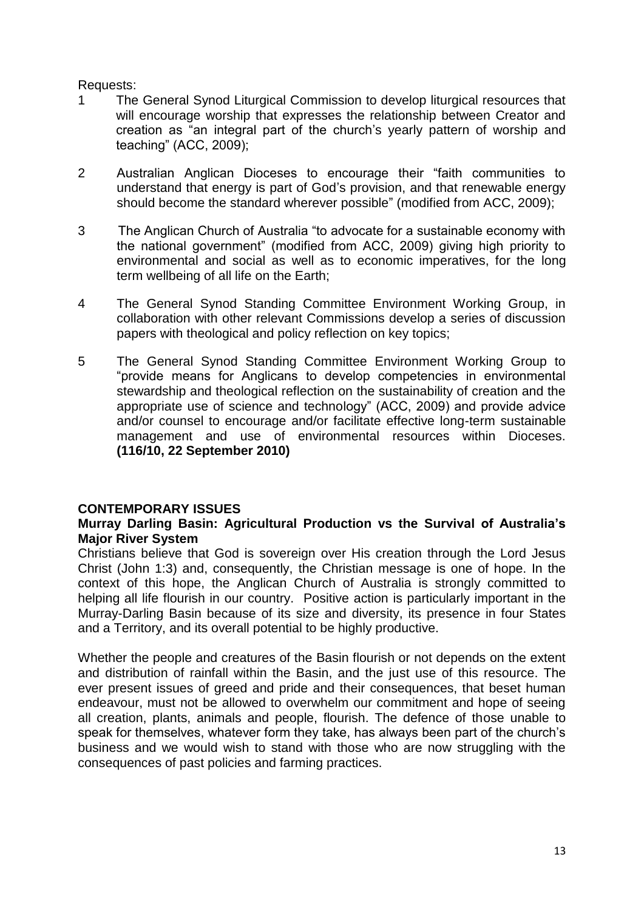Requests:

1. The General Synod Liturgical Commission to develop liturgical resources that will encourage worship that expresses the relationship between Creator and creation as "an integral part of the church's yearly pattern of worship and teaching" (ACC, 2009);

2. Australian Anglican Dioceses to encourage their "faith communities to understand that energy is part of God's provision, and that renewable energy should become the standard wherever possible" (modified from ACC, 2009);

3. The Anglican Church of Australia "to advocate for a sustainable economy with the national government" (modified from ACC, 2009) giving high priority to environmental and social as well as to economic imperatives, for the long term wellbeing of all life on the Earth;

4. The General Synod Standing Committee Environment Working Group, in collaboration with other relevant Commissions develop a series of discussion papers with theological and policy reflection on key topics;

5. The General Synod Standing Committee Environment Working Group to "provide means for Anglicans to develop competencies in environmental stewardship and theological reflection on the sustainability of creation and the appropriate use of science and technology" (ACC, 2009) and provide advice and/or counsel to encourage and/or facilitate effective long-term sustainable management and use of environmental resources within Dioceses. **(116/10, 22 September 2010)**

## CONTEMPORARY ISSUES

### Murray Darling Basin: Agricultural Production vs the Survival of Australia's Major River System

Christians believe that God is sovereign over His creation through the Lord Jesus Christ (John 1:3) and, consequently, the Christian message is one of hope. In the context of this hope, the Anglican Church of Australia is strongly committed to helping all life flourish in our country. Positive action is particularly important in the Murray-Darling Basin because of its size and diversity, its presence in four States and a Territory, and its overall potential to be highly productive.

Whether the people and creatures of the Basin flourish or not depends on the extent and distribution of rainfall within the Basin, and the just use of this resource. The ever present issues of greed and pride and their consequences, that beset human endeavour, must not be allowed to overwhelm our commitment and hope of seeing all creation, plants, animals and people, flourish. The defence of those unable to speak for themselves, whatever form they take, has always been part of the church's business and we would wish to stand with those who are now struggling with the consequences of past policies and farming practices.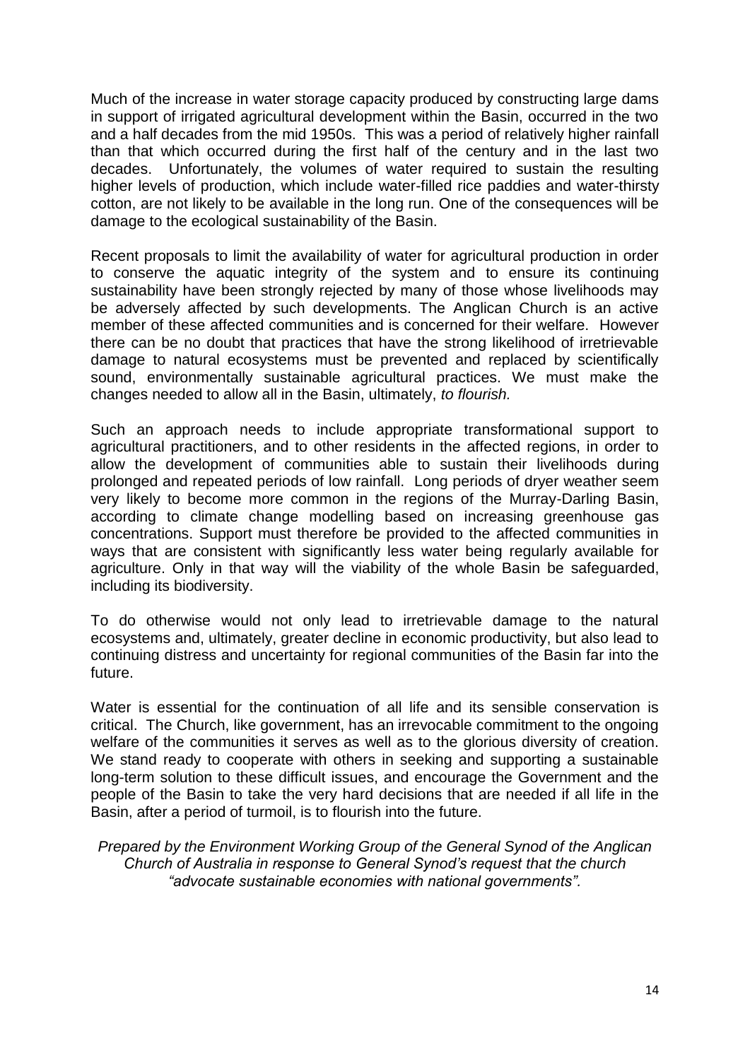Much of the increase in water storage capacity produced by constructing large dams in support of irrigated agricultural development within the Basin, occurred in the two and a half decades from the mid 1950s. This was a period of relatively higher rainfall than that which occurred during the first half of the century and in the last two decades. Unfortunately, the volumes of water required to sustain the resulting higher levels of production, which include water-filled rice paddies and water-thirsty cotton, are not likely to be available in the long run. One of the consequences will be damage to the ecological sustainability of the Basin.

Recent proposals to limit the availability of water for agricultural production in order to conserve the aquatic integrity of the system and to ensure its continuing sustainability have been strongly rejected by many of those whose livelihoods may be adversely affected by such developments. The Anglican Church is an active member of these affected communities and is concerned for their welfare. However there can be no doubt that practices that have the strong likelihood of irretrievable damage to natural ecosystems must be prevented and replaced by scientifically sound, environmentally sustainable agricultural practices. We must make the changes needed to allow all in the Basin, ultimately, *to flourish.*

Such an approach needs to include appropriate transformational support to agricultural practitioners, and to other residents in the affected regions, in order to allow the development of communities able to sustain their livelihoods during prolonged and repeated periods of low rainfall. Long periods of dryer weather seem very likely to become more common in the regions of the Murray-Darling Basin, according to climate change modelling based on increasing greenhouse gas concentrations. Support must therefore be provided to the affected communities in ways that are consistent with significantly less water being regularly available for agriculture. Only in that way will the viability of the whole Basin be safeguarded, including its biodiversity.

To do otherwise would not only lead to irretrievable damage to the natural ecosystems and, ultimately, greater decline in economic productivity, but also lead to continuing distress and uncertainty for regional communities of the Basin far into the future.

Water is essential for the continuation of all life and its sensible conservation is critical. The Church, like government, has an irrevocable commitment to the ongoing welfare of the communities it serves as well as to the glorious diversity of creation. We stand ready to cooperate with others in seeking and supporting a sustainable long-term solution to these difficult issues, and encourage the Government and the people of the Basin to take the very hard decisions that are needed if all life in the Basin, after a period of turmoil, is to flourish into the future.

*Prepared by the Environment Working Group of the General Synod of the Anglican Church of Australia in response to General Synod's request that the church "advocate sustainable economies with national governments".*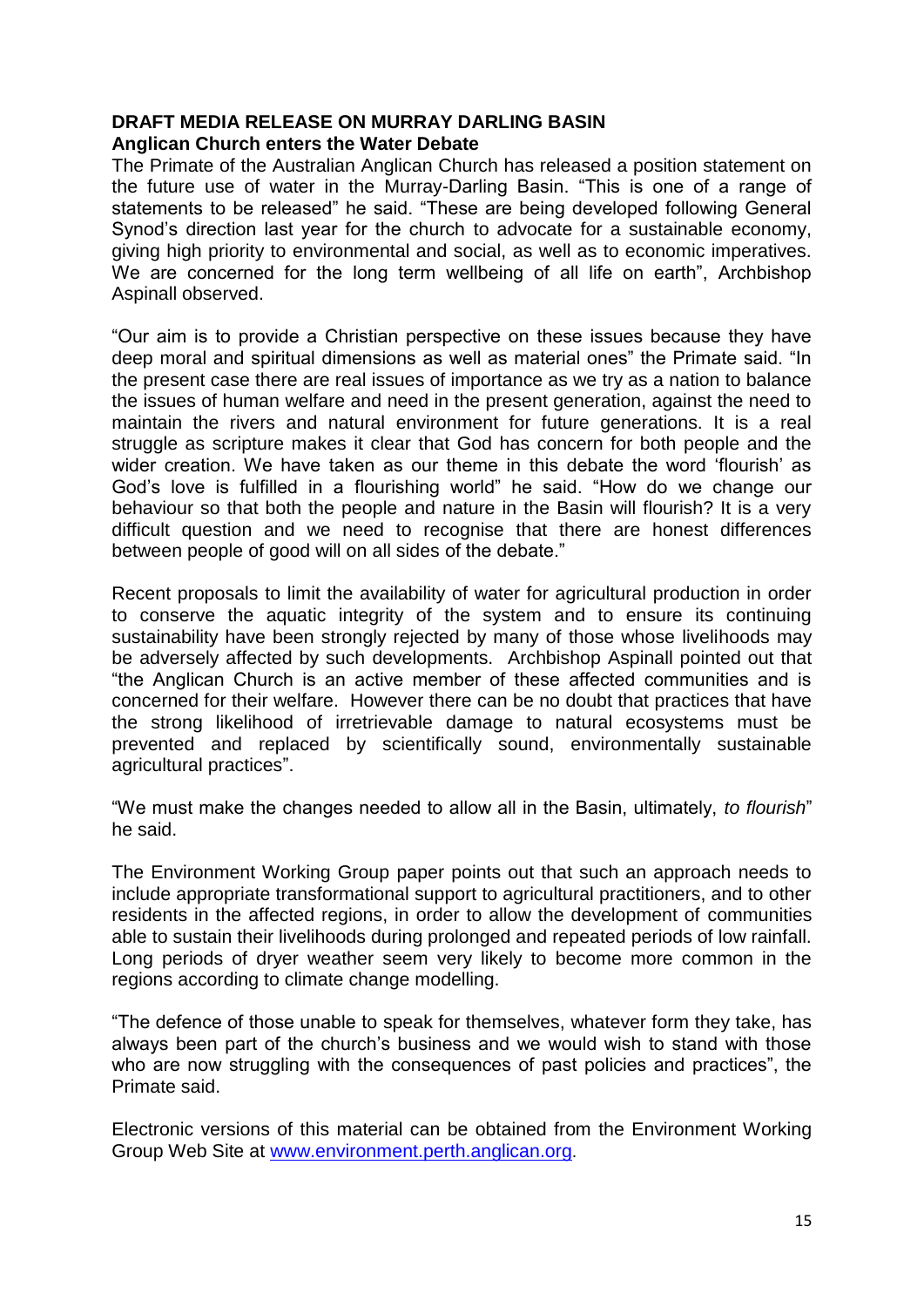**DRAFT MEDIA RELEASE ON MURRAY DARLING BASIN**
**Anglican Church enters the Water Debate**

The Primate of the Australian Anglican Church has released a position statement on the future use of water in the Murray-Darling Basin. "This is one of a range of statements to be released" he said. "These are being developed following General Synod's direction last year for the church to advocate for a sustainable economy, giving high priority to environmental and social, as well as to economic imperatives. We are concerned for the long term wellbeing of all life on earth", Archbishop Aspinall observed.

"Our aim is to provide a Christian perspective on these issues because they have deep moral and spiritual dimensions as well as material ones" the Primate said. "In the present case there are real issues of importance as we try as a nation to balance the issues of human welfare and need in the present generation, against the need to maintain the rivers and natural environment for future generations. It is a real struggle as scripture makes it clear that God has concern for both people and the wider creation. We have taken as our theme in this debate the word 'flourish' as God's love is fulfilled in a flourishing world" he said. "How do we change our behaviour so that both the people and nature in the Basin will flourish? It is a very difficult question and we need to recognise that there are honest differences between people of good will on all sides of the debate."

Recent proposals to limit the availability of water for agricultural production in order to conserve the aquatic integrity of the system and to ensure its continuing sustainability have been strongly rejected by many of those whose livelihoods may be adversely affected by such developments. Archbishop Aspinall pointed out that "the Anglican Church is an active member of these affected communities and is concerned for their welfare. However there can be no doubt that practices that have the strong likelihood of irretrievable damage to natural ecosystems must be prevented and replaced by scientifically sound, environmentally sustainable agricultural practices".

"We must make the changes needed to allow all in the Basin, ultimately, *to flourish*" he said.

The Environment Working Group paper points out that such an approach needs to include appropriate transformational support to agricultural practitioners, and to other residents in the affected regions, in order to allow the development of communities able to sustain their livelihoods during prolonged and repeated periods of low rainfall. Long periods of dryer weather seem very likely to become more common in the regions according to climate change modelling.

"The defence of those unable to speak for themselves, whatever form they take, has always been part of the church's business and we would wish to stand with those who are now struggling with the consequences of past policies and practices", the Primate said.

Electronic versions of this material can be obtained from the Environment Working Group Web Site at www.environment.perth.anglican.org.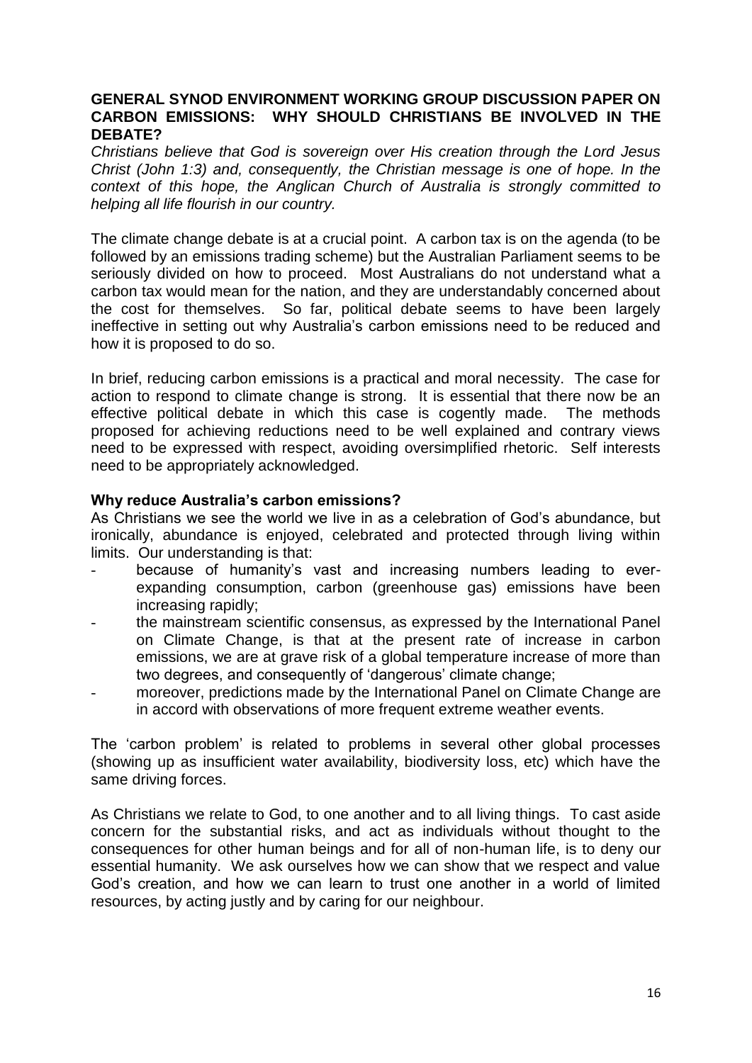## GENERAL SYNOD ENVIRONMENT WORKING GROUP DISCUSSION PAPER ON CARBON EMISSIONS: WHY SHOULD CHRISTIANS BE INVOLVED IN THE DEBATE?

*Christians believe that God is sovereign over His creation through the Lord Jesus Christ (John 1:3) and, consequently, the Christian message is one of hope. In the context of this hope, the Anglican Church of Australia is strongly committed to helping all life flourish in our country.*

The climate change debate is at a crucial point. A carbon tax is on the agenda (to be followed by an emissions trading scheme) but the Australian Parliament seems to be seriously divided on how to proceed. Most Australians do not understand what a carbon tax would mean for the nation, and they are understandably concerned about the cost for themselves. So far, political debate seems to have been largely ineffective in setting out why Australia's carbon emissions need to be reduced and how it is proposed to do so.

In brief, reducing carbon emissions is a practical and moral necessity. The case for action to respond to climate change is strong. It is essential that there now be an effective political debate in which this case is cogently made. The methods proposed for achieving reductions need to be well explained and contrary views need to be expressed with respect, avoiding oversimplified rhetoric. Self interests need to be appropriately acknowledged.

### Why reduce Australia's carbon emissions?

As Christians we see the world we live in as a celebration of God's abundance, but ironically, abundance is enjoyed, celebrated and protected through living within limits. Our understanding is that:

- because of humanity's vast and increasing numbers leading to ever-expanding consumption, carbon (greenhouse gas) emissions have been increasing rapidly;
- the mainstream scientific consensus, as expressed by the International Panel on Climate Change, is that at the present rate of increase in carbon emissions, we are at grave risk of a global temperature increase of more than two degrees, and consequently of 'dangerous' climate change;
- moreover, predictions made by the International Panel on Climate Change are in accord with observations of more frequent extreme weather events.

The 'carbon problem' is related to problems in several other global processes (showing up as insufficient water availability, biodiversity loss, etc) which have the same driving forces.

As Christians we relate to God, to one another and to all living things. To cast aside concern for the substantial risks, and act as individuals without thought to the consequences for other human beings and for all of non-human life, is to deny our essential humanity. We ask ourselves how we can show that we respect and value God's creation, and how we can learn to trust one another in a world of limited resources, by acting justly and by caring for our neighbour.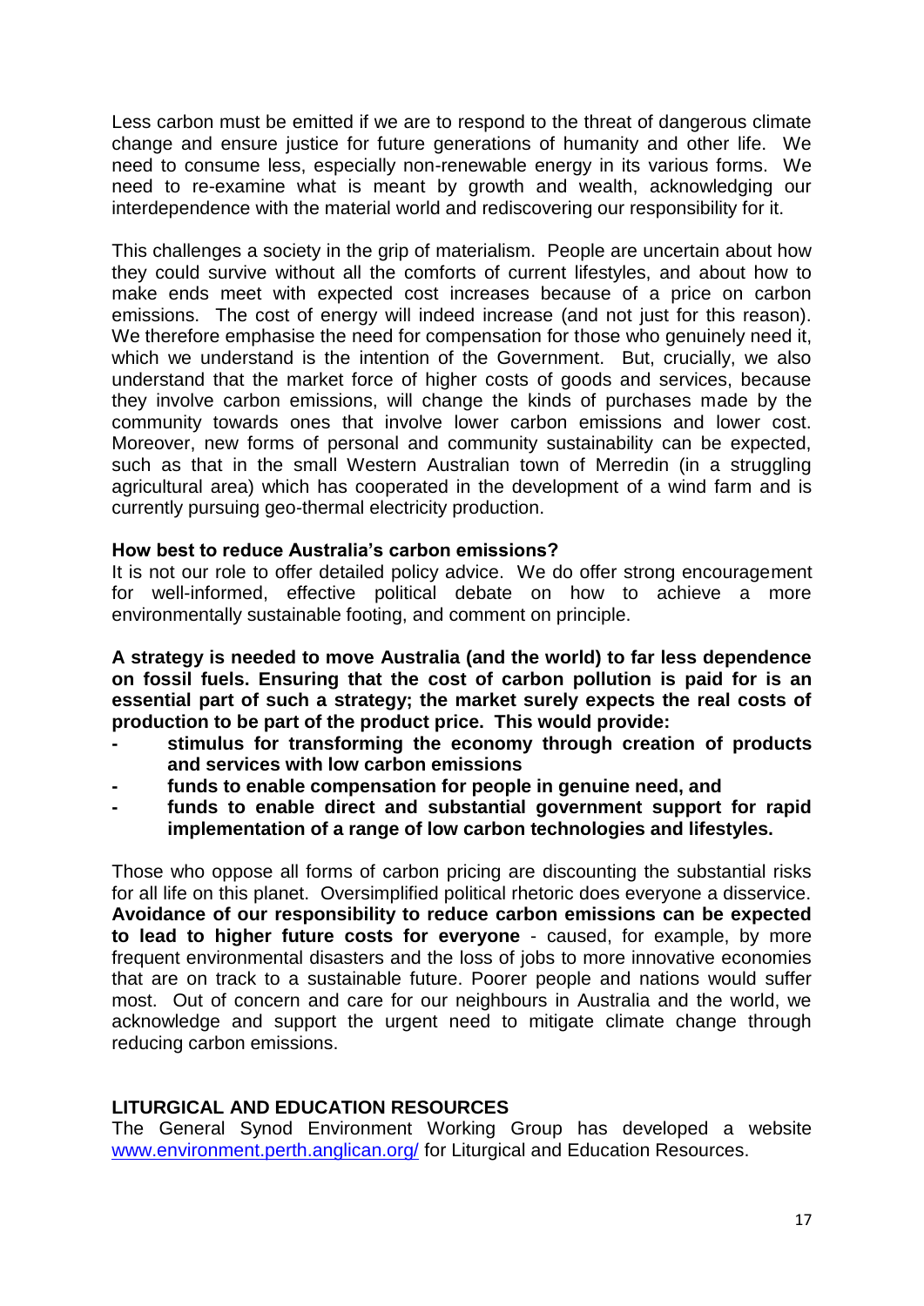Less carbon must be emitted if we are to respond to the threat of dangerous climate change and ensure justice for future generations of humanity and other life. We need to consume less, especially non-renewable energy in its various forms. We need to re-examine what is meant by growth and wealth, acknowledging our interdependence with the material world and rediscovering our responsibility for it.

This challenges a society in the grip of materialism. People are uncertain about how they could survive without all the comforts of current lifestyles, and about how to make ends meet with expected cost increases because of a price on carbon emissions. The cost of energy will indeed increase (and not just for this reason). We therefore emphasise the need for compensation for those who genuinely need it, which we understand is the intention of the Government. But, crucially, we also understand that the market force of higher costs of goods and services, because they involve carbon emissions, will change the kinds of purchases made by the community towards ones that involve lower carbon emissions and lower cost. Moreover, new forms of personal and community sustainability can be expected, such as that in the small Western Australian town of Merredin (in a struggling agricultural area) which has cooperated in the development of a wind farm and is currently pursuing geo-thermal electricity production.

**How best to reduce Australia's carbon emissions?**

It is not our role to offer detailed policy advice. We do offer strong encouragement for well-informed, effective political debate on how to achieve a more environmentally sustainable footing, and comment on principle.

**A strategy is needed to move Australia (and the world) to far less dependence on fossil fuels. Ensuring that the cost of carbon pollution is paid for is an essential part of such a strategy; the market surely expects the real costs of production to be part of the product price. This would provide:**

- **stimulus for transforming the economy through creation of products and services with low carbon emissions**
- **funds to enable compensation for people in genuine need, and**
- **funds to enable direct and substantial government support for rapid implementation of a range of low carbon technologies and lifestyles.**

Those who oppose all forms of carbon pricing are discounting the substantial risks for all life on this planet. Oversimplified political rhetoric does everyone a disservice. **Avoidance of our responsibility to reduce carbon emissions can be expected to lead to higher future costs for everyone** - caused, for example, by more frequent environmental disasters and the loss of jobs to more innovative economies that are on track to a sustainable future. Poorer people and nations would suffer most. Out of concern and care for our neighbours in Australia and the world, we acknowledge and support the urgent need to mitigate climate change through reducing carbon emissions.

## LITURGICAL AND EDUCATION RESOURCES

The General Synod Environment Working Group has developed a website www.environment.perth.anglican.org/ for Liturgical and Education Resources.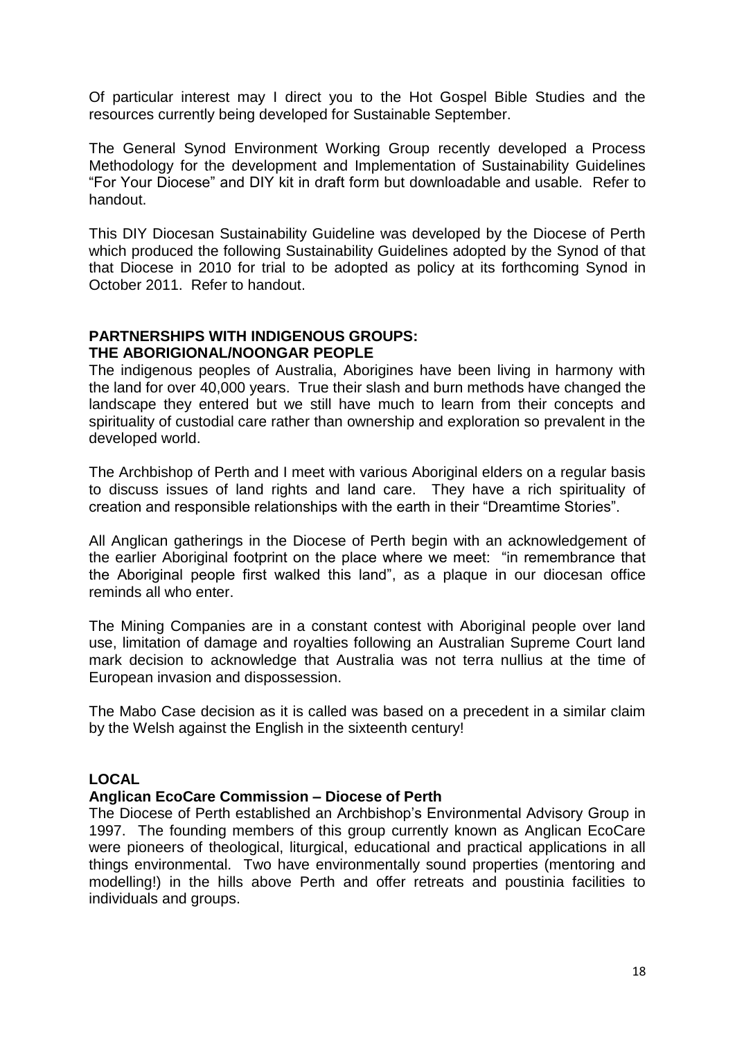Of particular interest may I direct you to the Hot Gospel Bible Studies and the resources currently being developed for Sustainable September.

The General Synod Environment Working Group recently developed a Process Methodology for the development and Implementation of Sustainability Guidelines "For Your Diocese" and DIY kit in draft form but downloadable and usable. Refer to handout.

This DIY Diocesan Sustainability Guideline was developed by the Diocese of Perth which produced the following Sustainability Guidelines adopted by the Synod of that that Diocese in 2010 for trial to be adopted as policy at its forthcoming Synod in October 2011. Refer to handout.

## PARTNERSHIPS WITH INDIGENOUS GROUPS: THE ABORIGIONAL/NOONGAR PEOPLE

The indigenous peoples of Australia, Aborigines have been living in harmony with the land for over 40,000 years. True their slash and burn methods have changed the landscape they entered but we still have much to learn from their concepts and spirituality of custodial care rather than ownership and exploration so prevalent in the developed world.

The Archbishop of Perth and I meet with various Aboriginal elders on a regular basis to discuss issues of land rights and land care. They have a rich spirituality of creation and responsible relationships with the earth in their "Dreamtime Stories".

All Anglican gatherings in the Diocese of Perth begin with an acknowledgement of the earlier Aboriginal footprint on the place where we meet: "in remembrance that the Aboriginal people first walked this land", as a plaque in our diocesan office reminds all who enter.

The Mining Companies are in a constant contest with Aboriginal people over land use, limitation of damage and royalties following an Australian Supreme Court land mark decision to acknowledge that Australia was not terra nullius at the time of European invasion and dispossession.

The Mabo Case decision as it is called was based on a precedent in a similar claim by the Welsh against the English in the sixteenth century!

## LOCAL

### Anglican EcoCare Commission – Diocese of Perth

The Diocese of Perth established an Archbishop's Environmental Advisory Group in 1997. The founding members of this group currently known as Anglican EcoCare were pioneers of theological, liturgical, educational and practical applications in all things environmental. Two have environmentally sound properties (mentoring and modelling!) in the hills above Perth and offer retreats and poustinia facilities to individuals and groups.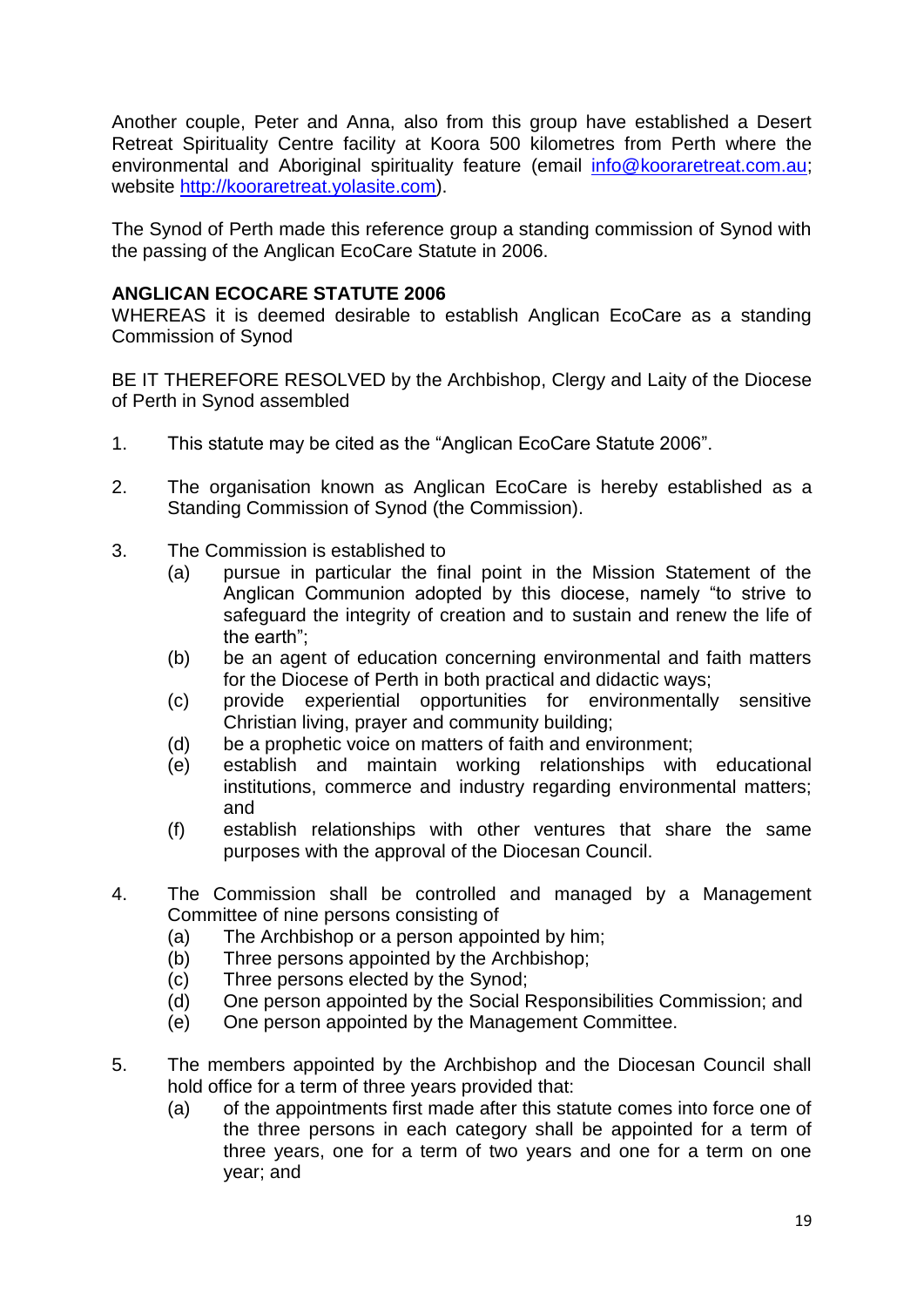Another couple, Peter and Anna, also from this group have established a Desert Retreat Spirituality Centre facility at Koora 500 kilometres from Perth where the environmental and Aboriginal spirituality feature (email info@kooraretreat.com.au; website http://kooraretreat.yolasite.com).

The Synod of Perth made this reference group a standing commission of Synod with the passing of the Anglican EcoCare Statute in 2006.

**ANGLICAN ECOCARE STATUTE 2006**

WHEREAS it is deemed desirable to establish Anglican EcoCare as a standing Commission of Synod

BE IT THEREFORE RESOLVED by the Archbishop, Clergy and Laity of the Diocese of Perth in Synod assembled

1. This statute may be cited as the "Anglican EcoCare Statute 2006".

2. The organisation known as Anglican EcoCare is hereby established as a Standing Commission of Synod (the Commission).

3. The Commission is established to
   - (a) pursue in particular the final point in the Mission Statement of the Anglican Communion adopted by this diocese, namely "to strive to safeguard the integrity of creation and to sustain and renew the life of the earth";
   - (b) be an agent of education concerning environmental and faith matters for the Diocese of Perth in both practical and didactic ways;
   - (c) provide experiential opportunities for environmentally sensitive Christian living, prayer and community building;
   - (d) be a prophetic voice on matters of faith and environment;
   - (e) establish and maintain working relationships with educational institutions, commerce and industry regarding environmental matters; and
   - (f) establish relationships with other ventures that share the same purposes with the approval of the Diocesan Council.

4. The Commission shall be controlled and managed by a Management Committee of nine persons consisting of
   - (a) The Archbishop or a person appointed by him;
   - (b) Three persons appointed by the Archbishop;
   - (c) Three persons elected by the Synod;
   - (d) One person appointed by the Social Responsibilities Commission; and
   - (e) One person appointed by the Management Committee.

5. The members appointed by the Archbishop and the Diocesan Council shall hold office for a term of three years provided that:
   - (a) of the appointments first made after this statute comes into force one of the three persons in each category shall be appointed for a term of three years, one for a term of two years and one for a term on one year; and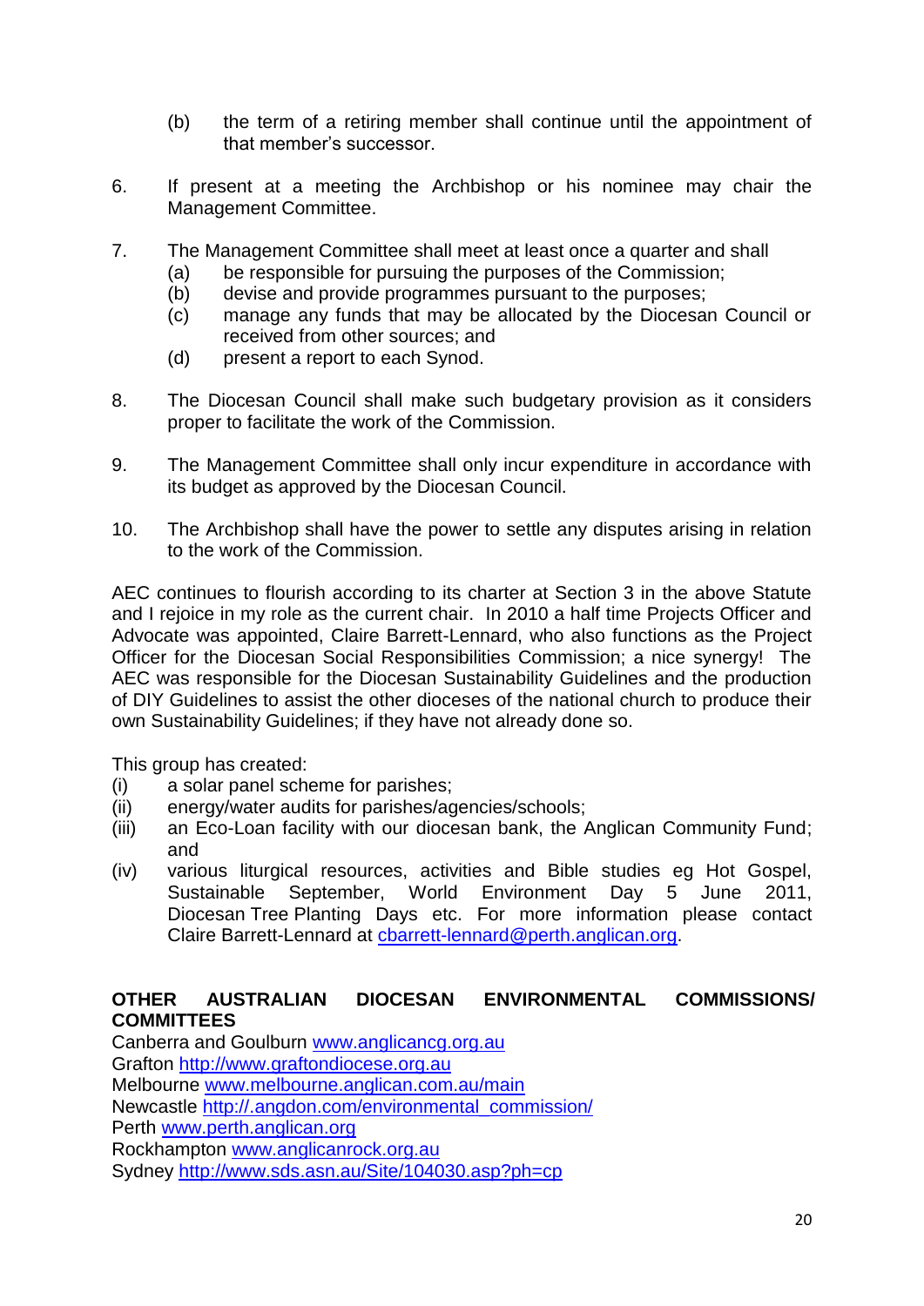(b) the term of a retiring member shall continue until the appointment of that member's successor.

6. If present at a meeting the Archbishop or his nominee may chair the Management Committee.

7. The Management Committee shall meet at least once a quarter and shall
   (a) be responsible for pursuing the purposes of the Commission;
   (b) devise and provide programmes pursuant to the purposes;
   (c) manage any funds that may be allocated by the Diocesan Council or received from other sources; and
   (d) present a report to each Synod.

8. The Diocesan Council shall make such budgetary provision as it considers proper to facilitate the work of the Commission.

9. The Management Committee shall only incur expenditure in accordance with its budget as approved by the Diocesan Council.

10. The Archbishop shall have the power to settle any disputes arising in relation to the work of the Commission.

AEC continues to flourish according to its charter at Section 3 in the above Statute and I rejoice in my role as the current chair. In 2010 a half time Projects Officer and Advocate was appointed, Claire Barrett-Lennard, who also functions as the Project Officer for the Diocesan Social Responsibilities Commission; a nice synergy! The AEC was responsible for the Diocesan Sustainability Guidelines and the production of DIY Guidelines to assist the other dioceses of the national church to produce their own Sustainability Guidelines; if they have not already done so.

This group has created:

(i) a solar panel scheme for parishes;
(ii) energy/water audits for parishes/agencies/schools;
(iii) an Eco-Loan facility with our diocesan bank, the Anglican Community Fund; and
(iv) various liturgical resources, activities and Bible studies eg Hot Gospel, Sustainable September, World Environment Day 5 June 2011, Diocesan Tree Planting Days etc. For more information please contact Claire Barrett-Lennard at cbarrett-lennard@perth.anglican.org.

**OTHER AUSTRALIAN DIOCESAN ENVIRONMENTAL COMMISSIONS/ COMMITTEES**

Canberra and Goulburn www.anglicancg.org.au
Grafton http://www.graftondiocese.org.au
Melbourne www.melbourne.anglican.com.au/main
Newcastle http://.angdon.com/environmental_commission/
Perth www.perth.anglican.org
Rockhampton www.anglicanrock.org.au
Sydney http://www.sds.asn.au/Site/104030.asp?ph=cp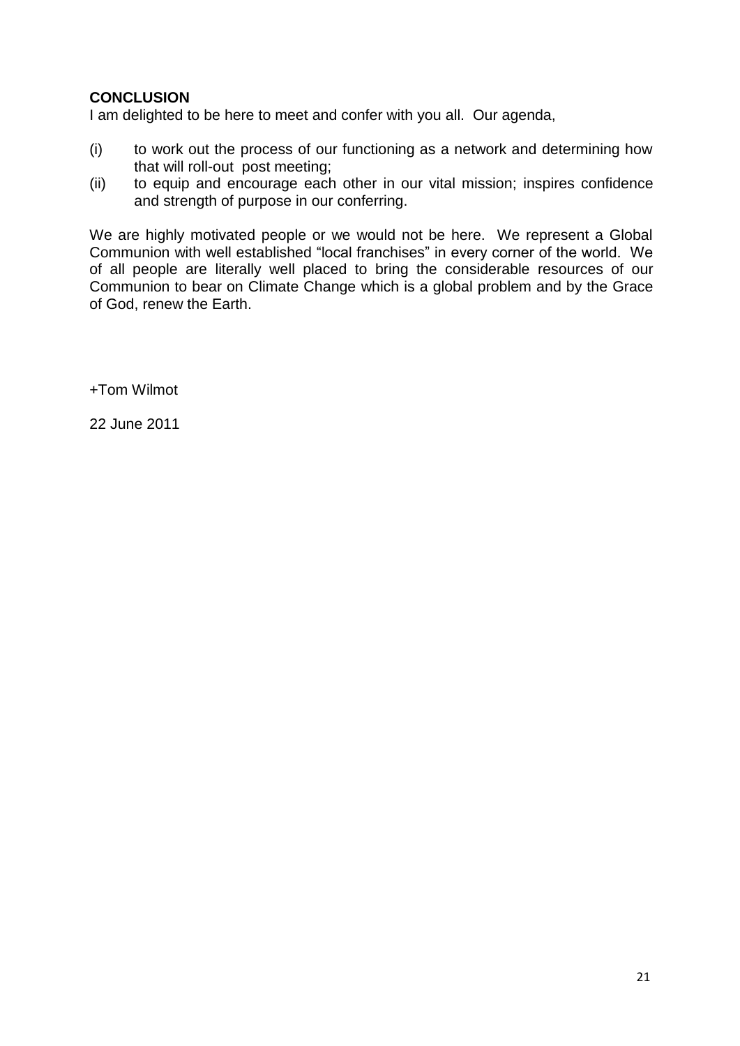**CONCLUSION**

I am delighted to be here to meet and confer with you all. Our agenda,

(i) to work out the process of our functioning as a network and determining how that will roll-out post meeting;

(ii) to equip and encourage each other in our vital mission; inspires confidence and strength of purpose in our conferring.

We are highly motivated people or we would not be here. We represent a Global Communion with well established "local franchises" in every corner of the world. We of all people are literally well placed to bring the considerable resources of our Communion to bear on Climate Change which is a global problem and by the Grace of God, renew the Earth.

+Tom Wilmot

22 June 2011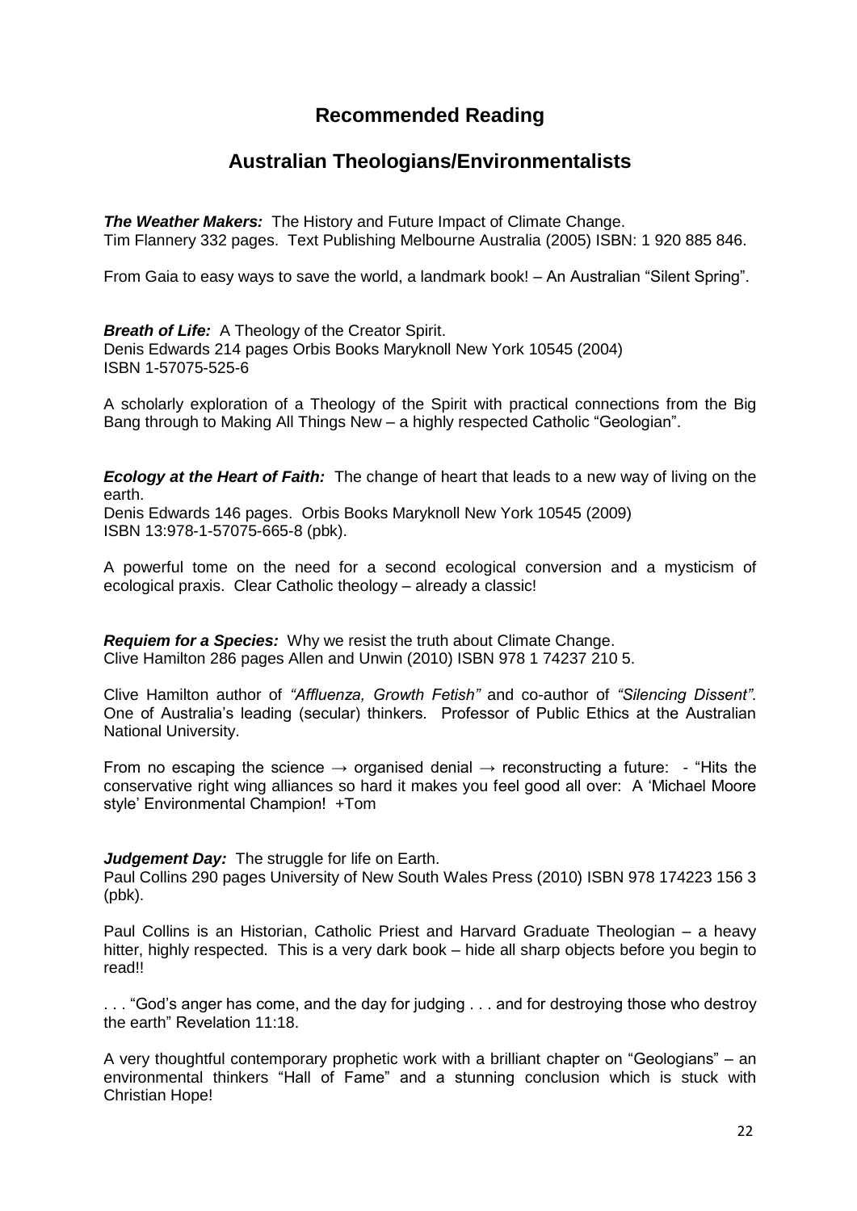## Recommended Reading

## Australian Theologians/Environmentalists

***The Weather Makers:*** The History and Future Impact of Climate Change.
Tim Flannery 332 pages. Text Publishing Melbourne Australia (2005) ISBN: 1 920 885 846.

From Gaia to easy ways to save the world, a landmark book! – An Australian "Silent Spring".

***Breath of Life:*** A Theology of the Creator Spirit.
Denis Edwards 214 pages Orbis Books Maryknoll New York 10545 (2004)
ISBN 1-57075-525-6

A scholarly exploration of a Theology of the Spirit with practical connections from the Big Bang through to Making All Things New – a highly respected Catholic "Geologian".

***Ecology at the Heart of Faith:*** The change of heart that leads to a new way of living on the earth.
Denis Edwards 146 pages. Orbis Books Maryknoll New York 10545 (2009)
ISBN 13:978-1-57075-665-8 (pbk).

A powerful tome on the need for a second ecological conversion and a mysticism of ecological praxis. Clear Catholic theology – already a classic!

***Requiem for a Species:*** Why we resist the truth about Climate Change.
Clive Hamilton 286 pages Allen and Unwin (2010) ISBN 978 1 74237 210 5.

Clive Hamilton author of *"Affluenza, Growth Fetish"* and co-author of *"Silencing Dissent"*. One of Australia's leading (secular) thinkers. Professor of Public Ethics at the Australian National University.

From no escaping the science → organised denial → reconstructing a future: - "Hits the conservative right wing alliances so hard it makes you feel good all over: A 'Michael Moore style' Environmental Champion! +Tom

***Judgement Day:*** The struggle for life on Earth.
Paul Collins 290 pages University of New South Wales Press (2010) ISBN 978 174223 156 3 (pbk).

Paul Collins is an Historian, Catholic Priest and Harvard Graduate Theologian – a heavy hitter, highly respected. This is a very dark book – hide all sharp objects before you begin to read!!

. . . "God's anger has come, and the day for judging . . . and for destroying those who destroy the earth" Revelation 11:18.

A very thoughtful contemporary prophetic work with a brilliant chapter on "Geologians" – an environmental thinkers "Hall of Fame" and a stunning conclusion which is stuck with Christian Hope!